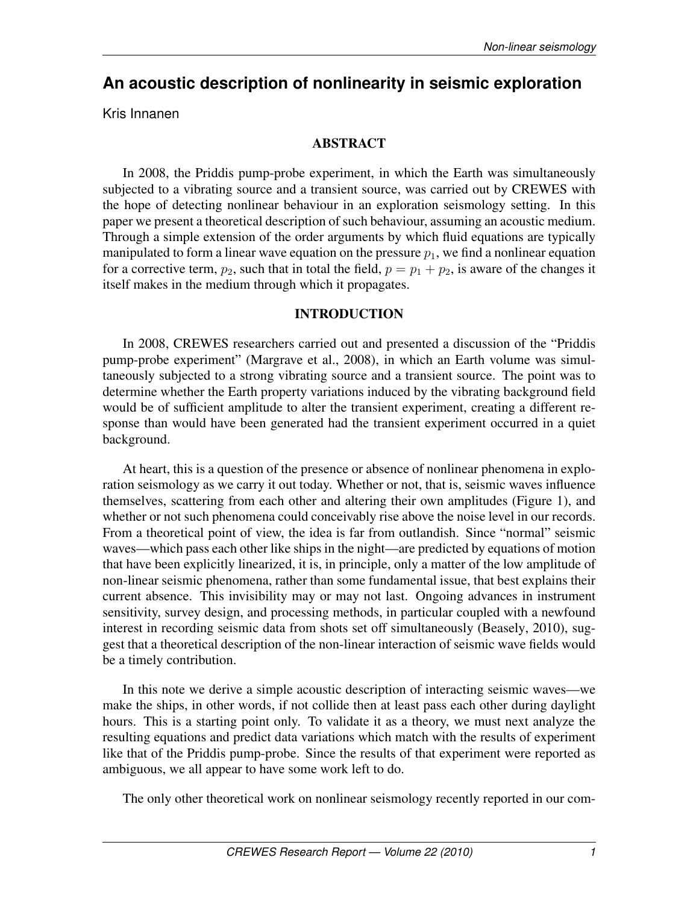# An acoustic description of nonlinearity in seismic exploration

Kris Innanen

## ABSTRACT

In 2008, the Priddis pump-probe experiment, in which the Earth was simultaneously subjected to a vibrating source and a transient source, was carried out by CREWES with the hope of detecting nonlinear behaviour in an exploration seismology setting. In this paper we present a theoretical description of such behaviour, assuming an acoustic medium. Through a simple extension of the order arguments by which fluid equations are typically manipulated to form a linear wave equation on the pressure $p_1$, we find a nonlinear equation for a corrective term, $p_2$, such that in total the field, $p = p_1 + p_2$, is aware of the changes it itself makes in the medium through which it propagates.

## INTRODUCTION

In 2008, CREWES researchers carried out and presented a discussion of the "Priddis pump-probe experiment" (Margrave et al., 2008), in which an Earth volume was simultaneously subjected to a strong vibrating source and a transient source. The point was to determine whether the Earth property variations induced by the vibrating background field would be of sufficient amplitude to alter the transient experiment, creating a different response than would have been generated had the transient experiment occurred in a quiet background.

At heart, this is a question of the presence or absence of nonlinear phenomena in exploration seismology as we carry it out today. Whether or not, that is, seismic waves influence themselves, scattering from each other and altering their own amplitudes (Figure 1), and whether or not such phenomena could conceivably rise above the noise level in our records. From a theoretical point of view, the idea is far from outlandish. Since "normal" seismic waves—which pass each other like ships in the night—are predicted by equations of motion that have been explicitly linearized, it is, in principle, only a matter of the low amplitude of non-linear seismic phenomena, rather than some fundamental issue, that best explains their current absence. This invisibility may or may not last. Ongoing advances in instrument sensitivity, survey design, and processing methods, in particular coupled with a newfound interest in recording seismic data from shots set off simultaneously (Beasely, 2010), suggest that a theoretical description of the non-linear interaction of seismic wave fields would be a timely contribution.

In this note we derive a simple acoustic description of interacting seismic waves—we make the ships, in other words, if not collide then at least pass each other during daylight hours. This is a starting point only. To validate it as a theory, we must next analyze the resulting equations and predict data variations which match with the results of experiment like that of the Priddis pump-probe. Since the results of that experiment were reported as ambiguous, we all appear to have some work left to do.

The only other theoretical work on nonlinear seismology recently reported in our com-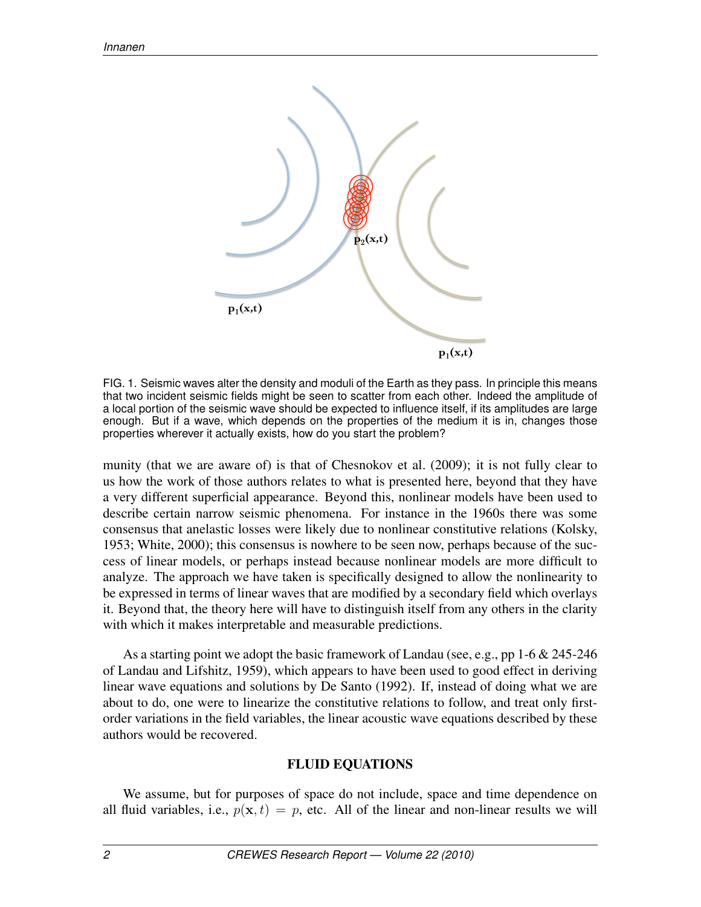FIG. 1. Seismic waves alter the density and moduli of the Earth as they pass. In principle this means that two incident seismic fields might be seen to scatter from each other. Indeed the amplitude of a local portion of the seismic wave should be expected to influence itself, if its amplitudes are large enough. But if a wave, which depends on the properties of the medium it is in, changes those properties wherever it actually exists, how do you start the problem?

munity (that we are aware of) is that of Chesnokov et al. (2009); it is not fully clear to us how the work of those authors relates to what is presented here, beyond that they have a very different superficial appearance. Beyond this, nonlinear models have been used to describe certain narrow seismic phenomena. For instance in the 1960s there was some consensus that anelastic losses were likely due to nonlinear constitutive relations (Kolsky, 1953; White, 2000); this consensus is nowhere to be seen now, perhaps because of the success of linear models, or perhaps instead because nonlinear models are more difficult to analyze. The approach we have taken is specifically designed to allow the nonlinearity to be expressed in terms of linear waves that are modified by a secondary field which overlays it. Beyond that, the theory here will have to distinguish itself from any others in the clarity with which it makes interpretable and measurable predictions.

As a starting point we adopt the basic framework of Landau (see, e.g., pp 1-6 & 245-246 of Landau and Lifshitz, 1959), which appears to have been used to good effect in deriving linear wave equations and solutions by De Santo (1992). If, instead of doing what we are about to do, one were to linearize the constitutive relations to follow, and treat only first-order variations in the field variables, the linear acoustic wave equations described by these authors would be recovered.

## FLUID EQUATIONS

We assume, but for purposes of space do not include, space and time dependence on all fluid variables, i.e., $p(\mathbf{x}, t) = p$, etc. All of the linear and non-linear results we will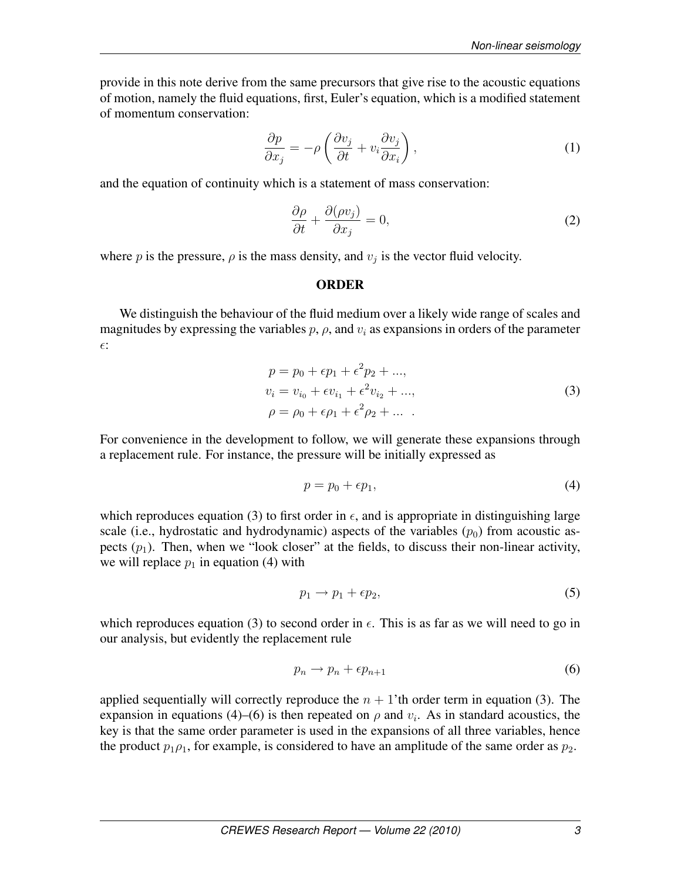provide in this note derive from the same precursors that give rise to the acoustic equations of motion, namely the fluid equations, first, Euler's equation, which is a modified statement of momentum conservation:

$$\frac{\partial p}{\partial x_j} = -\rho \left( \frac{\partial v_j}{\partial t} + v_i \frac{\partial v_j}{\partial x_i} \right), \tag{1}$$

and the equation of continuity which is a statement of mass conservation:

$$\frac{\partial \rho}{\partial t} + \frac{\partial (\rho v_j)}{\partial x_j} = 0, \tag{2}$$

where $p$ is the pressure, $\rho$ is the mass density, and $v_j$ is the vector fluid velocity.

## ORDER

We distinguish the behaviour of the fluid medium over a likely wide range of scales and magnitudes by expressing the variables $p$, $\rho$, and $v_i$ as expansions in orders of the parameter $\epsilon$:

$$\begin{aligned} p &= p_0 + \epsilon p_1 + \epsilon^2 p_2 + ..., \\ v_i &= v_{i_0} + \epsilon v_{i_1} + \epsilon^2 v_{i_2} + ..., \\ \rho &= \rho_0 + \epsilon \rho_1 + \epsilon^2 \rho_2 + ... \ . \end{aligned} \tag{3}$$

For convenience in the development to follow, we will generate these expansions through a replacement rule. For instance, the pressure will be initially expressed as

$$p = p_0 + \epsilon p_1, \tag{4}$$

which reproduces equation (3) to first order in $\epsilon$, and is appropriate in distinguishing large scale (i.e., hydrostatic and hydrodynamic) aspects of the variables ($p_0$) from acoustic aspects ($p_1$). Then, when we "look closer" at the fields, to discuss their non-linear activity, we will replace $p_1$ in equation (4) with

$$p_1 \rightarrow p_1 + \epsilon p_2, \tag{5}$$

which reproduces equation (3) to second order in $\epsilon$. This is as far as we will need to go in our analysis, but evidently the replacement rule

$$p_n \rightarrow p_n + \epsilon p_{n+1} \tag{6}$$

applied sequentially will correctly reproduce the $n+1$'th order term in equation (3). The expansion in equations (4)–(6) is then repeated on $\rho$ and $v_i$. As in standard acoustics, the key is that the same order parameter is used in the expansions of all three variables, hence the product $p_1 \rho_1$, for example, is considered to have an amplitude of the same order as $p_2$.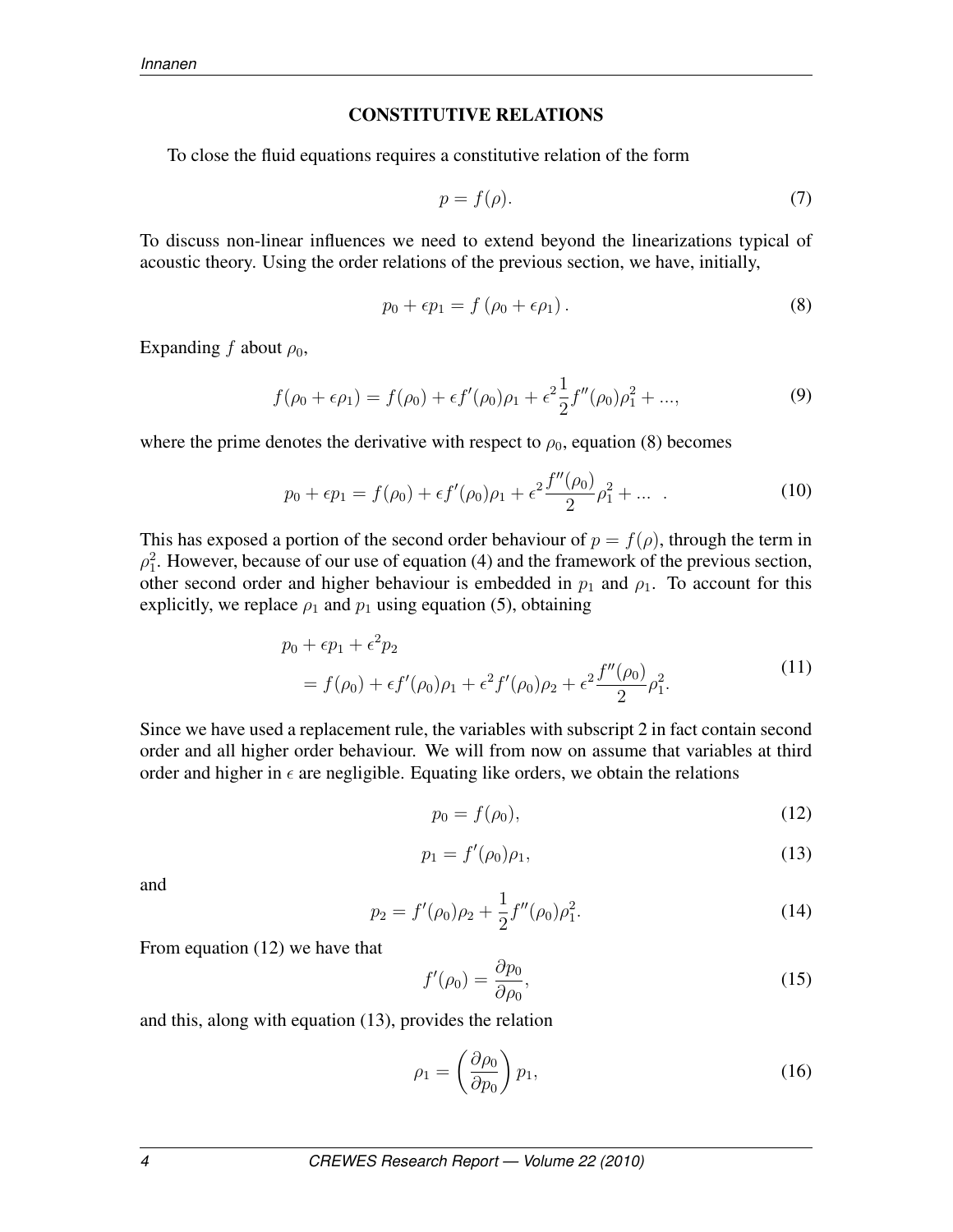## CONSTITUTIVE RELATIONS

To close the fluid equations requires a constitutive relation of the form

$$p = f(\rho). \tag{7}$$

To discuss non-linear influences we need to extend beyond the linearizations typical of acoustic theory. Using the order relations of the previous section, we have, initially,

$$p_0 + \epsilon p_1 = f\left(\rho_0 + \epsilon \rho_1\right). \tag{8}$$

Expanding $f$ about $\rho_0$,

$$f(\rho_0 + \epsilon\rho_1) = f(\rho_0) + \epsilon f'(\rho_0)\rho_1 + \epsilon^2 \frac{1}{2} f''(\rho_0)\rho_1^2 + ..., \tag{9}$$

where the prime denotes the derivative with respect to $\rho_0$, equation (8) becomes

$$p_0 + \epsilon p_1 = f(\rho_0) + \epsilon f'(\rho_0)\rho_1 + \epsilon^2 \frac{f''(\rho_0)}{2}\rho_1^2 + ... \quad . \tag{10}$$

This has exposed a portion of the second order behaviour of $p = f(\rho)$, through the term in $\rho_1^2$. However, because of our use of equation (4) and the framework of the previous section, other second order and higher behaviour is embedded in $p_1$ and $\rho_1$. To account for this explicitly, we replace $\rho_1$ and $p_1$ using equation (5), obtaining

$$\begin{aligned} &p_0 + \epsilon p_1 + \epsilon^2 p_2 \\ &\quad = f(\rho_0) + \epsilon f'(\rho_0)\rho_1 + \epsilon^2 f'(\rho_0)\rho_2 + \epsilon^2 \frac{f''(\rho_0)}{2}\rho_1^2. \end{aligned} \tag{11}$$

Since we have used a replacement rule, the variables with subscript 2 in fact contain second order and all higher order behaviour. We will from now on assume that variables at third order and higher in $\epsilon$ are negligible. Equating like orders, we obtain the relations

$$p_0 = f(\rho_0), \tag{12}$$

$$p_1 = f'(\rho_0)\rho_1, \tag{13}$$

and

$$p_2 = f'(\rho_0)\rho_2 + \frac{1}{2} f''(\rho_0)\rho_1^2. \tag{14}$$

From equation (12) we have that

$$f'(\rho_0) = \frac{\partial p_0}{\partial \rho_0}, \tag{15}$$

and this, along with equation (13), provides the relation

$$\rho_1 = \left(\frac{\partial \rho_0}{\partial p_0}\right) p_1, \tag{16}$$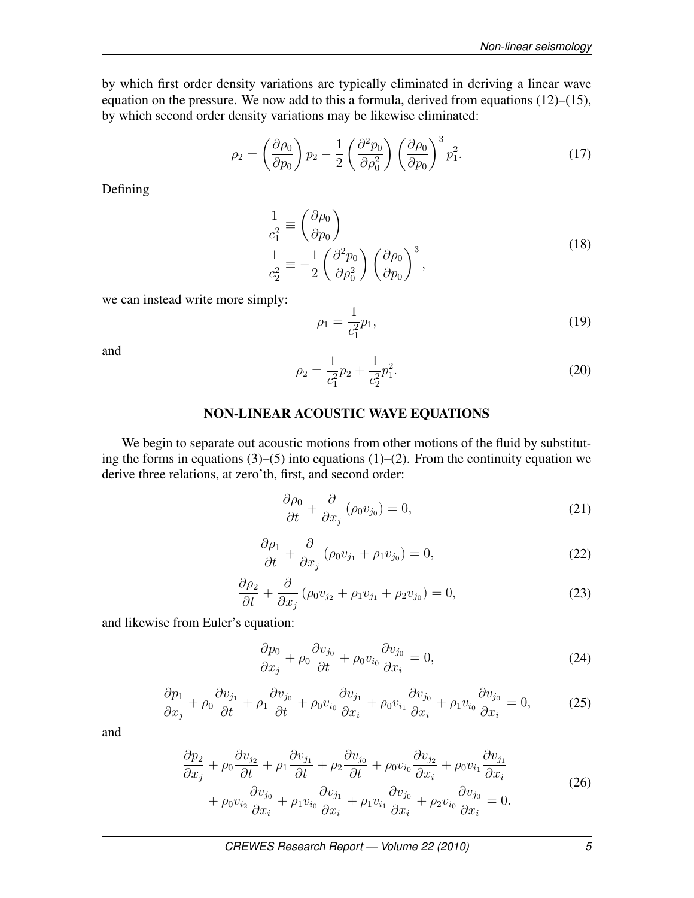by which first order density variations are typically eliminated in deriving a linear wave equation on the pressure. We now add to this a formula, derived from equations (12)–(15), by which second order density variations may be likewise eliminated:

$$
\rho_2 = \left(\frac{\partial \rho_0}{\partial p_0}\right) p_2 - \frac{1}{2}\left(\frac{\partial^2 p_0}{\partial \rho_0^2}\right)\left(\frac{\partial \rho_0}{\partial p_0}\right)^3 p_1^2. \tag{17}
$$

Defining

$$
\begin{aligned}
\frac{1}{c_1^2} &\equiv \left(\frac{\partial \rho_0}{\partial p_0}\right) \\
\frac{1}{c_2^2} &\equiv -\frac{1}{2}\left(\frac{\partial^2 p_0}{\partial \rho_0^2}\right)\left(\frac{\partial \rho_0}{\partial p_0}\right)^3,
\end{aligned} \tag{18}
$$

we can instead write more simply:

$$
\rho_1 = \frac{1}{c_1^2} p_1, \tag{19}
$$

and

$$
\rho_2 = \frac{1}{c_1^2} p_2 + \frac{1}{c_2^2} p_1^2. \tag{20}
$$

## NON-LINEAR ACOUSTIC WAVE EQUATIONS

We begin to separate out acoustic motions from other motions of the fluid by substituting the forms in equations (3)–(5) into equations (1)–(2). From the continuity equation we derive three relations, at zero'th, first, and second order:

$$
\frac{\partial \rho_0}{\partial t} + \frac{\partial}{\partial x_j}\left(\rho_0 v_{j_0}\right) = 0, \tag{21}
$$

$$
\frac{\partial \rho_1}{\partial t} + \frac{\partial}{\partial x_j}\left(\rho_0 v_{j_1} + \rho_1 v_{j_0}\right) = 0, \tag{22}
$$

$$
\frac{\partial \rho_2}{\partial t} + \frac{\partial}{\partial x_j}\left(\rho_0 v_{j_2} + \rho_1 v_{j_1} + \rho_2 v_{j_0}\right) = 0, \tag{23}
$$

and likewise from Euler's equation:

$$
\frac{\partial p_0}{\partial x_j} + \rho_0 \frac{\partial v_{j_0}}{\partial t} + \rho_0 v_{i_0} \frac{\partial v_{j_0}}{\partial x_i} = 0, \tag{24}
$$

$$
\frac{\partial p_1}{\partial x_j} + \rho_0 \frac{\partial v_{j_1}}{\partial t} + \rho_1 \frac{\partial v_{j_0}}{\partial t} + \rho_0 v_{i_0} \frac{\partial v_{j_1}}{\partial x_i} + \rho_0 v_{i_1} \frac{\partial v_{j_0}}{\partial x_i} + \rho_1 v_{i_0} \frac{\partial v_{j_0}}{\partial x_i} = 0, \tag{25}
$$

and

$$
\begin{aligned}
\frac{\partial p_2}{\partial x_j} &+ \rho_0 \frac{\partial v_{j_2}}{\partial t} + \rho_1 \frac{\partial v_{j_1}}{\partial t} + \rho_2 \frac{\partial v_{j_0}}{\partial t} + \rho_0 v_{i_0} \frac{\partial v_{j_2}}{\partial x_i} + \rho_0 v_{i_1} \frac{\partial v_{j_1}}{\partial x_i} \\
&+ \rho_0 v_{i_2} \frac{\partial v_{j_0}}{\partial x_i} + \rho_1 v_{i_0} \frac{\partial v_{j_1}}{\partial x_i} + \rho_1 v_{i_1} \frac{\partial v_{j_0}}{\partial x_i} + \rho_2 v_{i_0} \frac{\partial v_{j_0}}{\partial x_i} = 0.
\end{aligned} \tag{26}
$$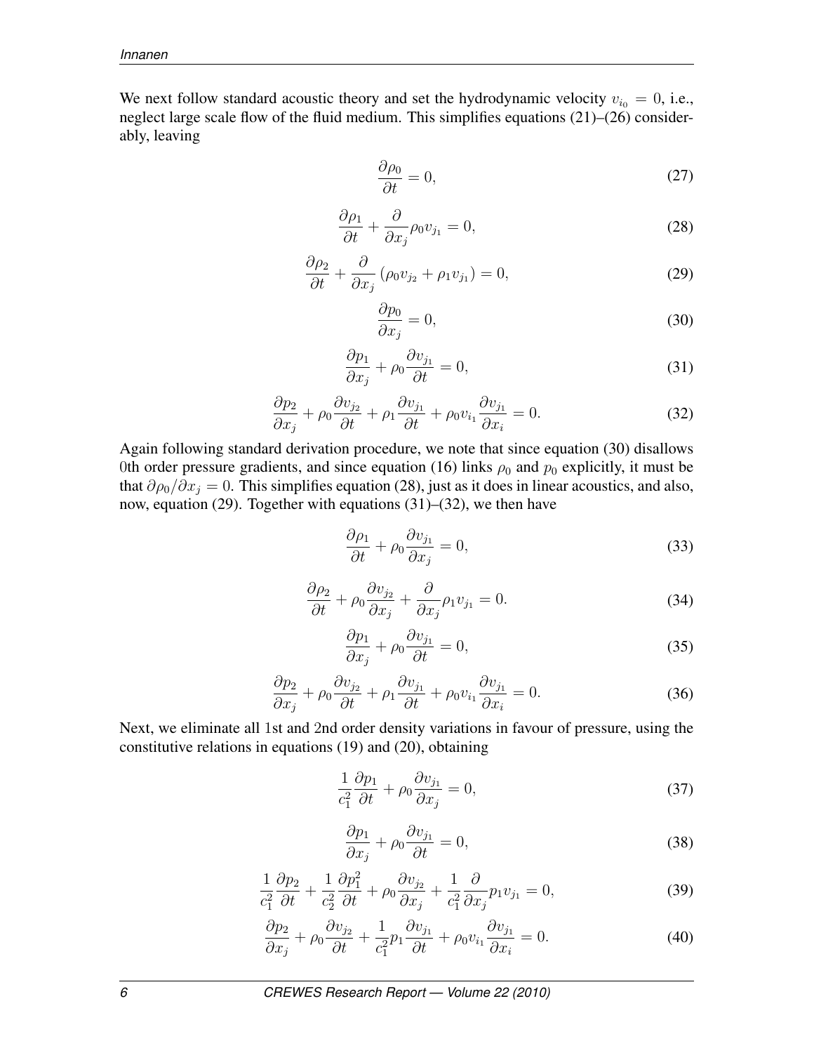We next follow standard acoustic theory and set the hydrodynamic velocity $v_{i_0} = 0$, i.e., neglect large scale flow of the fluid medium. This simplifies equations (21)–(26) considerably, leaving

$$\frac{\partial \rho_0}{\partial t} = 0, \tag{27}$$

$$\frac{\partial \rho_1}{\partial t} + \frac{\partial}{\partial x_j}\rho_0 v_{j_1} = 0, \tag{28}$$

$$\frac{\partial \rho_2}{\partial t} + \frac{\partial}{\partial x_j}\left(\rho_0 v_{j_2} + \rho_1 v_{j_1}\right) = 0, \tag{29}$$

$$\frac{\partial p_0}{\partial x_j} = 0, \tag{30}$$

$$\frac{\partial p_1}{\partial x_j} + \rho_0 \frac{\partial v_{j_1}}{\partial t} = 0, \tag{31}$$

$$\frac{\partial p_2}{\partial x_j} + \rho_0 \frac{\partial v_{j_2}}{\partial t} + \rho_1 \frac{\partial v_{j_1}}{\partial t} + \rho_0 v_{i_1} \frac{\partial v_{j_1}}{\partial x_i} = 0. \tag{32}$$

Again following standard derivation procedure, we note that since equation (30) disallows 0th order pressure gradients, and since equation (16) links $\rho_0$ and $p_0$ explicitly, it must be that $\partial \rho_0 / \partial x_j = 0$. This simplifies equation (28), just as it does in linear acoustics, and also, now, equation (29). Together with equations (31)–(32), we then have

$$\frac{\partial \rho_1}{\partial t} + \rho_0 \frac{\partial v_{j_1}}{\partial x_j} = 0, \tag{33}$$

$$\frac{\partial \rho_2}{\partial t} + \rho_0 \frac{\partial v_{j_2}}{\partial x_j} + \frac{\partial}{\partial x_j}\rho_1 v_{j_1} = 0. \tag{34}$$

$$\frac{\partial p_1}{\partial x_j} + \rho_0 \frac{\partial v_{j_1}}{\partial t} = 0, \tag{35}$$

$$\frac{\partial p_2}{\partial x_j} + \rho_0 \frac{\partial v_{j_2}}{\partial t} + \rho_1 \frac{\partial v_{j_1}}{\partial t} + \rho_0 v_{i_1} \frac{\partial v_{j_1}}{\partial x_i} = 0. \tag{36}$$

Next, we eliminate all 1st and 2nd order density variations in favour of pressure, using the constitutive relations in equations (19) and (20), obtaining

$$\frac{1}{c_1^2}\frac{\partial p_1}{\partial t} + \rho_0 \frac{\partial v_{j_1}}{\partial x_j} = 0, \tag{37}$$

$$\frac{\partial p_1}{\partial x_j} + \rho_0 \frac{\partial v_{j_1}}{\partial t} = 0, \tag{38}$$

$$\frac{1}{c_1^2}\frac{\partial p_2}{\partial t} + \frac{1}{c_2^2}\frac{\partial p_1^2}{\partial t} + \rho_0 \frac{\partial v_{j_2}}{\partial x_j} + \frac{1}{c_1^2}\frac{\partial}{\partial x_j} p_1 v_{j_1} = 0, \tag{39}$$

$$\frac{\partial p_2}{\partial x_j} + \rho_0 \frac{\partial v_{j_2}}{\partial t} + \frac{1}{c_1^2} p_1 \frac{\partial v_{j_1}}{\partial t} + \rho_0 v_{i_1} \frac{\partial v_{j_1}}{\partial x_i} = 0. \tag{40}$$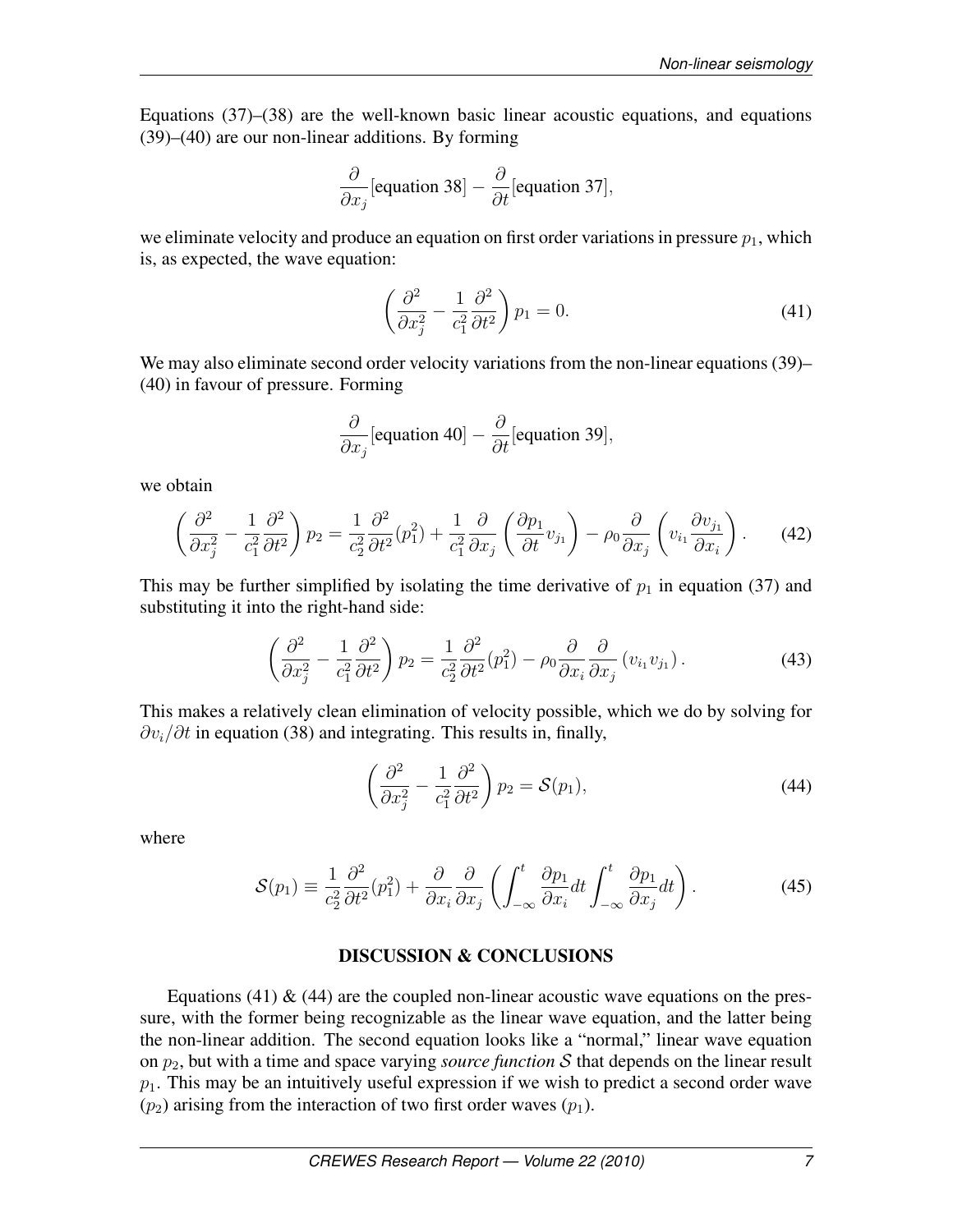Equations (37)–(38) are the well-known basic linear acoustic equations, and equations (39)–(40) are our non-linear additions. By forming

$$\frac{\partial}{\partial x_j}[\text{equation 38}] - \frac{\partial}{\partial t}[\text{equation 37}],$$

we eliminate velocity and produce an equation on first order variations in pressure $p_1$, which is, as expected, the wave equation:

$$\left( \frac{\partial^2}{\partial x_j^2} - \frac{1}{c_1^2}\frac{\partial^2}{\partial t^2} \right) p_1 = 0. \tag{41}$$

We may also eliminate second order velocity variations from the non-linear equations (39)–(40) in favour of pressure. Forming

$$\frac{\partial}{\partial x_j}[\text{equation 40}] - \frac{\partial}{\partial t}[\text{equation 39}],$$

we obtain

$$\left( \frac{\partial^2}{\partial x_j^2} - \frac{1}{c_1^2}\frac{\partial^2}{\partial t^2} \right) p_2 = \frac{1}{c_2^2}\frac{\partial^2}{\partial t^2}(p_1^2) + \frac{1}{c_1^2}\frac{\partial}{\partial x_j}\left( \frac{\partial p_1}{\partial t} v_{j_1} \right) - \rho_0 \frac{\partial}{\partial x_j}\left( v_{i_1}\frac{\partial v_{j_1}}{\partial x_i} \right). \tag{42}$$

This may be further simplified by isolating the time derivative of $p_1$ in equation (37) and substituting it into the right-hand side:

$$\left( \frac{\partial^2}{\partial x_j^2} - \frac{1}{c_1^2}\frac{\partial^2}{\partial t^2} \right) p_2 = \frac{1}{c_2^2}\frac{\partial^2}{\partial t^2}(p_1^2) - \rho_0 \frac{\partial}{\partial x_i}\frac{\partial}{\partial x_j}\left( v_{i_1} v_{j_1} \right). \tag{43}$$

This makes a relatively clean elimination of velocity possible, which we do by solving for $\partial v_i / \partial t$ in equation (38) and integrating. This results in, finally,

$$\left( \frac{\partial^2}{\partial x_j^2} - \frac{1}{c_1^2}\frac{\partial^2}{\partial t^2} \right) p_2 = \mathcal{S}(p_1), \tag{44}$$

where

$$\mathcal{S}(p_1) \equiv \frac{1}{c_2^2}\frac{\partial^2}{\partial t^2}(p_1^2) + \frac{\partial}{\partial x_i}\frac{\partial}{\partial x_j}\left( \int_{-\infty}^{t} \frac{\partial p_1}{\partial x_i} dt \int_{-\infty}^{t} \frac{\partial p_1}{\partial x_j} dt \right). \tag{45}$$

## DISCUSSION & CONCLUSIONS

Equations (41) & (44) are the coupled non-linear acoustic wave equations on the pressure, with the former being recognizable as the linear wave equation, and the latter being the non-linear addition. The second equation looks like a "normal," linear wave equation on $p_2$, but with a time and space varying *source function* $\mathcal{S}$ that depends on the linear result $p_1$. This may be an intuitively useful expression if we wish to predict a second order wave ($p_2$) arising from the interaction of two first order waves ($p_1$).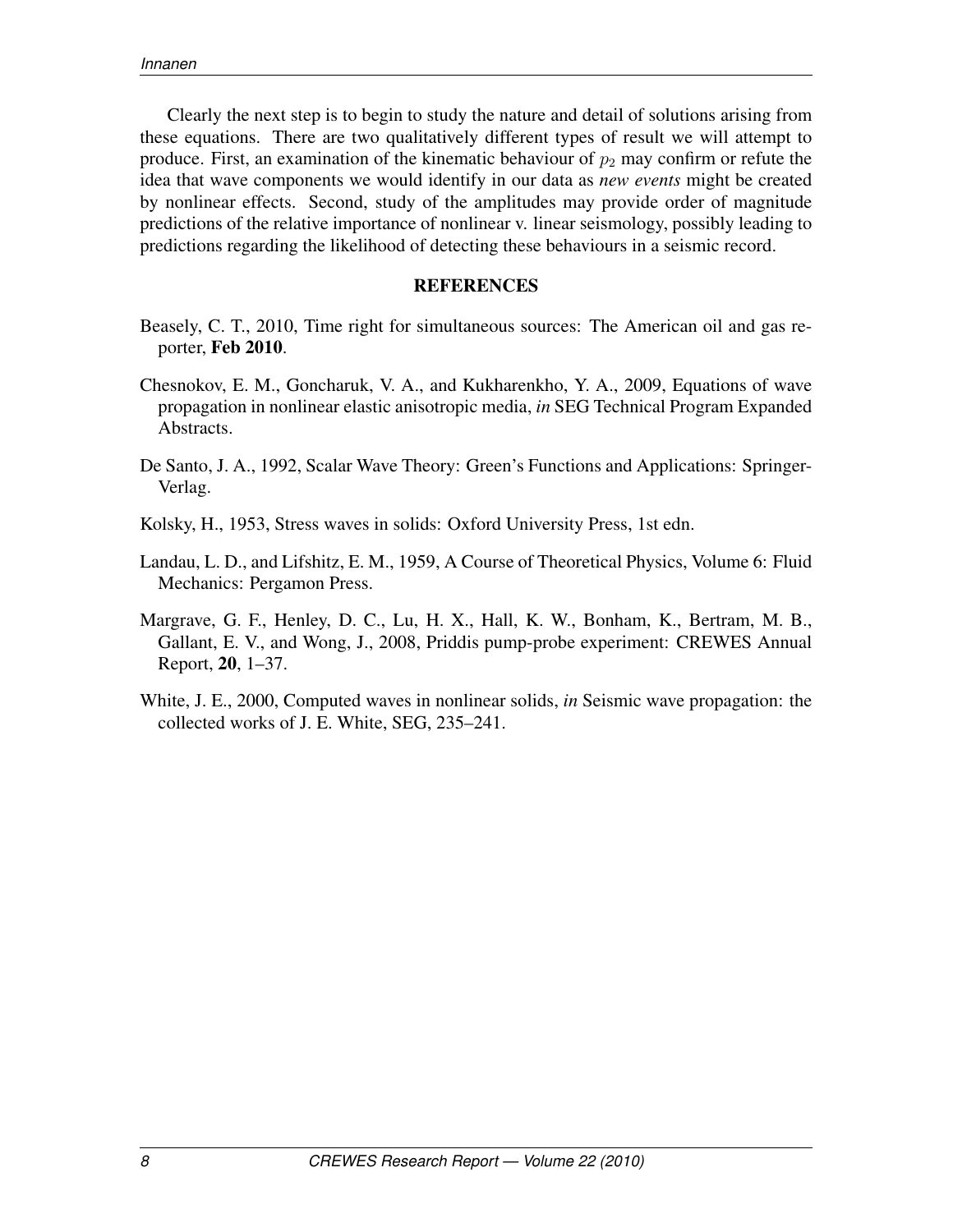Clearly the next step is to begin to study the nature and detail of solutions arising from these equations. There are two qualitatively different types of result we will attempt to produce. First, an examination of the kinematic behaviour of $p_2$ may confirm or refute the idea that wave components we would identify in our data as *new events* might be created by nonlinear effects. Second, study of the amplitudes may provide order of magnitude predictions of the relative importance of nonlinear v. linear seismology, possibly leading to predictions regarding the likelihood of detecting these behaviours in a seismic record.

## REFERENCES

Beasely, C. T., 2010, Time right for simultaneous sources: The American oil and gas reporter, **Feb 2010**.

Chesnokov, E. M., Goncharuk, V. A., and Kukharenkho, Y. A., 2009, Equations of wave propagation in nonlinear elastic anisotropic media, *in* SEG Technical Program Expanded Abstracts.

De Santo, J. A., 1992, Scalar Wave Theory: Green's Functions and Applications: Springer-Verlag.

Kolsky, H., 1953, Stress waves in solids: Oxford University Press, 1st edn.

Landau, L. D., and Lifshitz, E. M., 1959, A Course of Theoretical Physics, Volume 6: Fluid Mechanics: Pergamon Press.

Margrave, G. F., Henley, D. C., Lu, H. X., Hall, K. W., Bonham, K., Bertram, M. B., Gallant, E. V., and Wong, J., 2008, Priddis pump-probe experiment: CREWES Annual Report, **20**, 1–37.

White, J. E., 2000, Computed waves in nonlinear solids, *in* Seismic wave propagation: the collected works of J. E. White, SEG, 235–241.